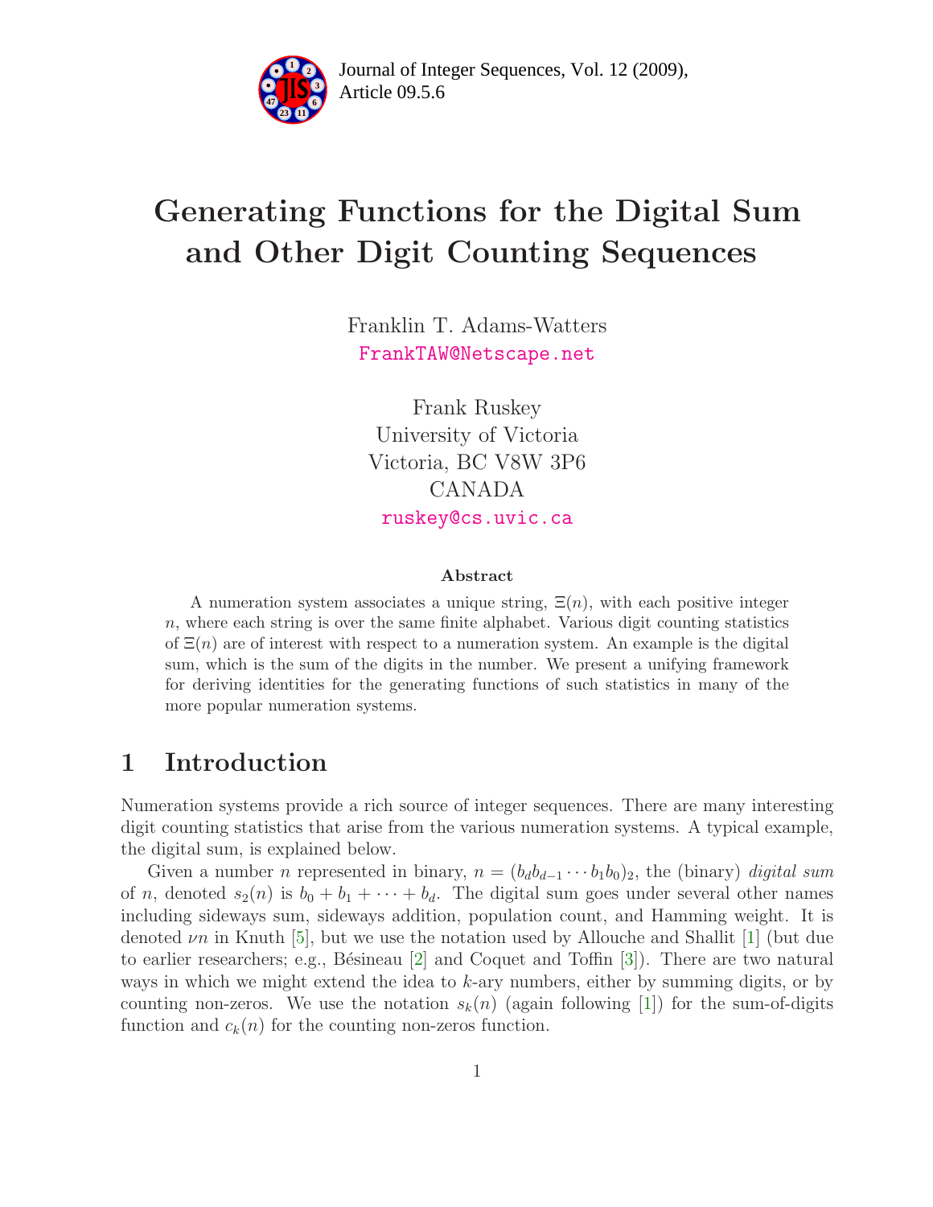# Generating Functions for the Digital Sum and Other Digit Counting Sequences

Franklin T. Adams-Watters
FrankTAW@Netscape.net

Frank Ruskey
University of Victoria
Victoria, BC V8W 3P6
CANADA
ruskey@cs.uvic.ca

### Abstract

A numeration system associates a unique string, $\Xi(n)$, with each positive integer $n$, where each string is over the same finite alphabet. Various digit counting statistics of $\Xi(n)$ are of interest with respect to a numeration system. An example is the digital sum, which is the sum of the digits in the number. We present a unifying framework for deriving identities for the generating functions of such statistics in many of the more popular numeration systems.

## 1 Introduction

Numeration systems provide a rich source of integer sequences. There are many interesting digit counting statistics that arise from the various numeration systems. A typical example, the digital sum, is explained below.

Given a number $n$ represented in binary, $n = (b_d b_{d-1} \cdots b_1 b_0)_2$, the (binary) *digital sum* of $n$, denoted $s_2(n)$ is $b_0 + b_1 + \cdots + b_d$. The digital sum goes under several other names including sideways sum, sideways addition, population count, and Hamming weight. It is denoted $\nu n$ in Knuth [5], but we use the notation used by Allouche and Shallit [1] (but due to earlier researchers; e.g., Bésineau [2] and Coquet and Toffin [3]). There are two natural ways in which we might extend the idea to $k$-ary numbers, either by summing digits, or by counting non-zeros. We use the notation $s_k(n)$ (again following [1]) for the sum-of-digits function and $c_k(n)$ for the counting non-zeros function.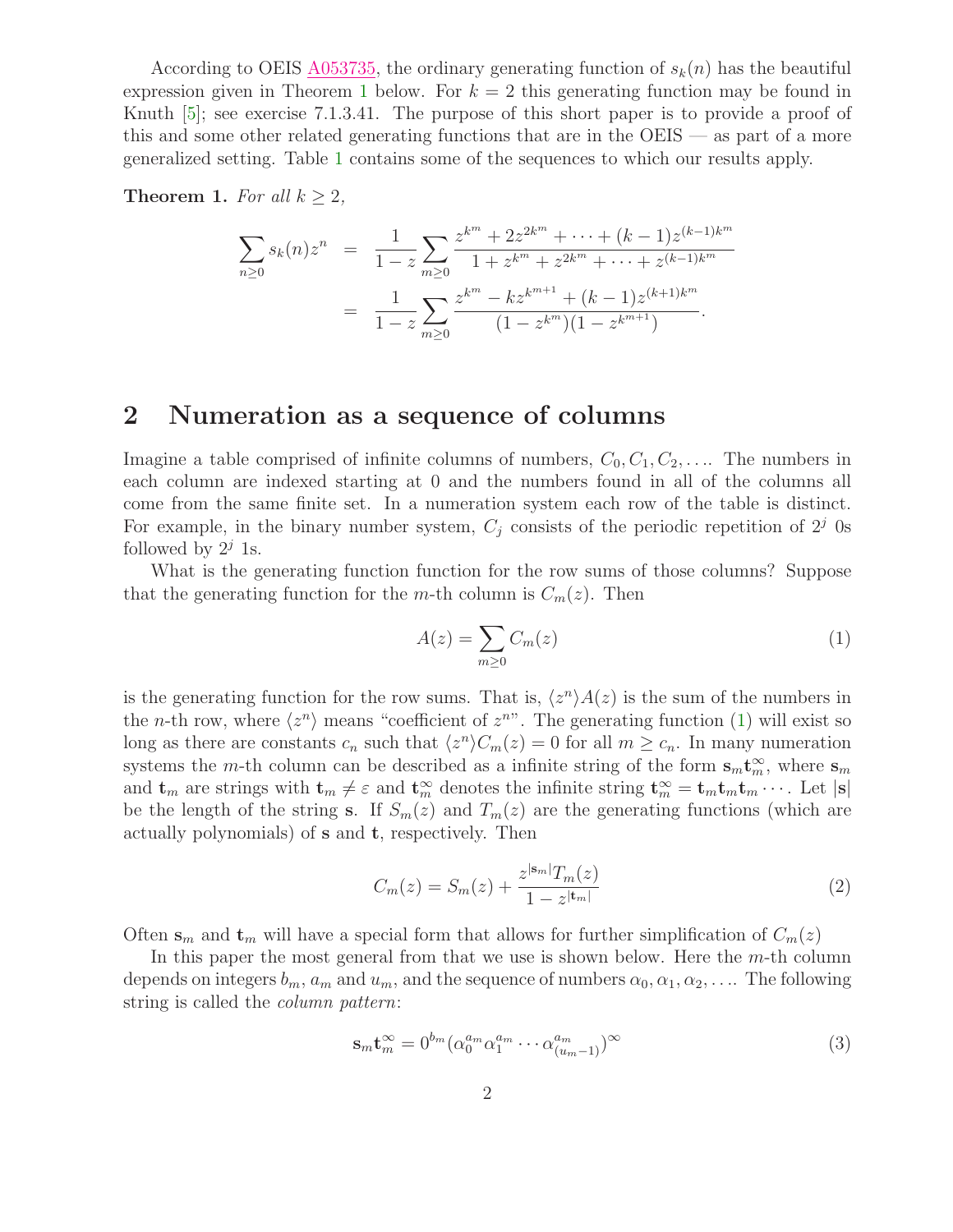According to OEIS A053735, the ordinary generating function of $s_k(n)$ has the beautiful expression given in Theorem 1 below. For $k = 2$ this generating function may be found in Knuth [5]; see exercise 7.1.3.41. The purpose of this short paper is to provide a proof of this and some other related generating functions that are in the OEIS — as part of a more generalized setting. Table 1 contains some of the sequences to which our results apply.

**Theorem 1.** *For all $k \geq 2$,*

$$
\begin{aligned}
\sum_{n \geq 0} s_k(n) z^n &= \frac{1}{1-z} \sum_{m \geq 0} \frac{z^{k^m} + 2z^{2k^m} + \cdots + (k-1)z^{(k-1)k^m}}{1 + z^{k^m} + z^{2k^m} + \cdots + z^{(k-1)k^m}} \\
&= \frac{1}{1-z} \sum_{m \geq 0} \frac{z^{k^m} - kz^{k^{m+1}} + (k-1)z^{(k+1)k^m}}{(1-z^{k^m})(1-z^{k^{m+1}})}.
\end{aligned}
$$

## 2 Numeration as a sequence of columns

Imagine a table comprised of infinite columns of numbers, $C_0, C_1, C_2, \ldots$. The numbers in each column are indexed starting at 0 and the numbers found in all of the columns all come from the same finite set. In a numeration system each row of the table is distinct. For example, in the binary number system, $C_j$ consists of the periodic repetition of $2^j$ 0s followed by $2^j$ 1s.

What is the generating function function for the row sums of those columns? Suppose that the generating function for the $m$-th column is $C_m(z)$. Then

$$
A(z) = \sum_{m \geq 0} C_m(z) \tag{1}
$$

is the generating function for the row sums. That is, $\langle z^n \rangle A(z)$ is the sum of the numbers in the $n$-th row, where $\langle z^n \rangle$ means "coefficient of $z^n$". The generating function (1) will exist so long as there are constants $c_n$ such that $\langle z^n \rangle C_m(z) = 0$ for all $m \geq c_n$. In many numeration systems the $m$-th column can be described as a infinite string of the form $\mathbf{s}_m \mathbf{t}_m^\infty$, where $\mathbf{s}_m$ and $\mathbf{t}_m$ are strings with $\mathbf{t}_m \neq \varepsilon$ and $\mathbf{t}_m^\infty$ denotes the infinite string $\mathbf{t}_m^\infty = \mathbf{t}_m \mathbf{t}_m \mathbf{t}_m \cdots$. Let $|\mathbf{s}|$ be the length of the string $\mathbf{s}$. If $S_m(z)$ and $T_m(z)$ are the generating functions (which are actually polynomials) of $\mathbf{s}$ and $\mathbf{t}$, respectively. Then

$$
C_m(z) = S_m(z) + \frac{z^{|\mathbf{s}_m|} T_m(z)}{1 - z^{|\mathbf{t}_m|}} \tag{2}
$$

Often $\mathbf{s}_m$ and $\mathbf{t}_m$ will have a special form that allows for further simplification of $C_m(z)$

In this paper the most general from that we use is shown below. Here the $m$-th column depends on integers $b_m$, $a_m$ and $u_m$, and the sequence of numbers $\alpha_0, \alpha_1, \alpha_2, \ldots$. The following string is called the *column pattern*:

$$
\mathbf{s}_m \mathbf{t}_m^\infty = 0^{b_m} (\alpha_0^{a_m} \alpha_1^{a_m} \cdots \alpha_{(u_m-1)}^{a_m})^\infty \tag{3}
$$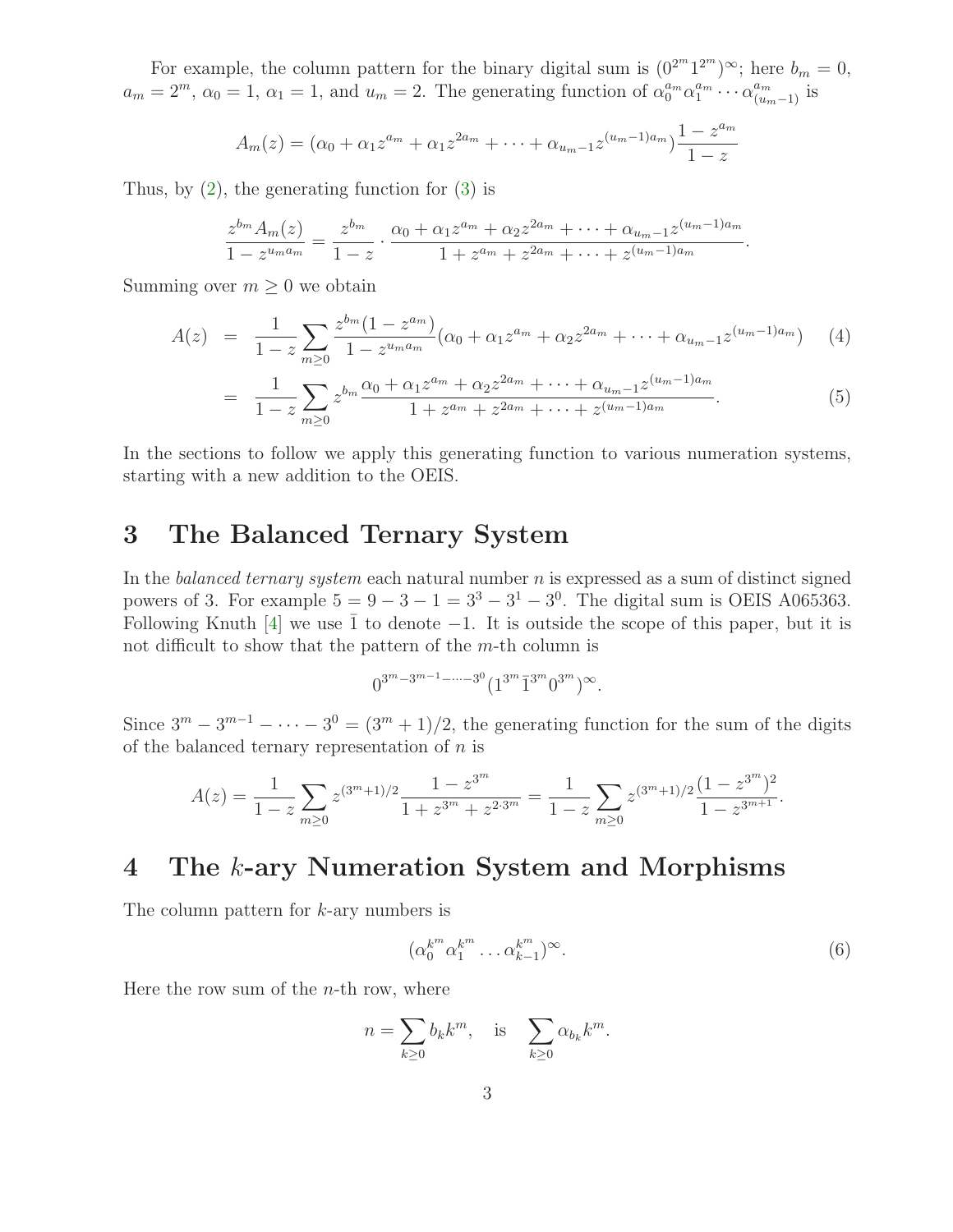For example, the column pattern for the binary digital sum is $(0^{2^m}1^{2^m})^\infty$; here $b_m = 0$, $a_m = 2^m$, $\alpha_0 = 1$, $\alpha_1 = 1$, and $u_m = 2$. The generating function of $\alpha_0^{a_m}\alpha_1^{a_m}\cdots\alpha_{(u_m-1)}^{a_m}$ is

$$A_m(z) = (\alpha_0 + \alpha_1 z^{a_m} + \alpha_1 z^{2a_m} + \cdots + \alpha_{u_m-1} z^{(u_m-1)a_m})\frac{1 - z^{a_m}}{1 - z}$$

Thus, by (2), the generating function for (3) is

$$\frac{z^{b_m} A_m(z)}{1 - z^{u_m a_m}} = \frac{z^{b_m}}{1 - z} \cdot \frac{\alpha_0 + \alpha_1 z^{a_m} + \alpha_2 z^{2a_m} + \cdots + \alpha_{u_m-1} z^{(u_m-1)a_m}}{1 + z^{a_m} + z^{2a_m} + \cdots + z^{(u_m-1)a_m}}.$$

Summing over $m \geq 0$ we obtain

$$A(z) = \frac{1}{1-z}\sum_{m\geq 0}\frac{z^{b_m}(1 - z^{a_m})}{1 - z^{u_m a_m}}(\alpha_0 + \alpha_1 z^{a_m} + \alpha_2 z^{2a_m} + \cdots + \alpha_{u_m-1} z^{(u_m-1)a_m}) \quad (4)$$

$$= \frac{1}{1-z}\sum_{m\geq 0} z^{b_m}\frac{\alpha_0 + \alpha_1 z^{a_m} + \alpha_2 z^{2a_m} + \cdots + \alpha_{u_m-1} z^{(u_m-1)a_m}}{1 + z^{a_m} + z^{2a_m} + \cdots + z^{(u_m-1)a_m}}. \quad (5)$$

In the sections to follow we apply this generating function to various numeration systems, starting with a new addition to the OEIS.

## 3 The Balanced Ternary System

In the *balanced ternary system* each natural number $n$ is expressed as a sum of distinct signed powers of 3. For example $5 = 9 - 3 - 1 = 3^3 - 3^1 - 3^0$. The digital sum is OEIS A065363. Following Knuth [4] we use $\bar{1}$ to denote $-1$. It is outside the scope of this paper, but it is not difficult to show that the pattern of the $m$-th column is

$$0^{3^m - 3^{m-1} - \cdots - 3^0}(1^{3^m}\bar{1}^{3^m}0^{3^m})^\infty.$$

Since $3^m - 3^{m-1} - \cdots - 3^0 = (3^m + 1)/2$, the generating function for the sum of the digits of the balanced ternary representation of $n$ is

$$A(z) = \frac{1}{1-z}\sum_{m\geq 0} z^{(3^m+1)/2}\frac{1 - z^{3^m}}{1 + z^{3^m} + z^{2\cdot 3^m}} = \frac{1}{1-z}\sum_{m\geq 0} z^{(3^m+1)/2}\frac{(1 - z^{3^m})^2}{1 - z^{3^{m+1}}}.$$

## 4 The $k$-ary Numeration System and Morphisms

The column pattern for $k$-ary numbers is

$$(\alpha_0^{k^m}\alpha_1^{k^m}\ldots\alpha_{k-1}^{k^m})^\infty. \quad (6)$$

Here the row sum of the $n$-th row, where

$$n = \sum_{k\geq 0} b_k k^m, \quad \text{is} \quad \sum_{k\geq 0}\alpha_{b_k} k^m.$$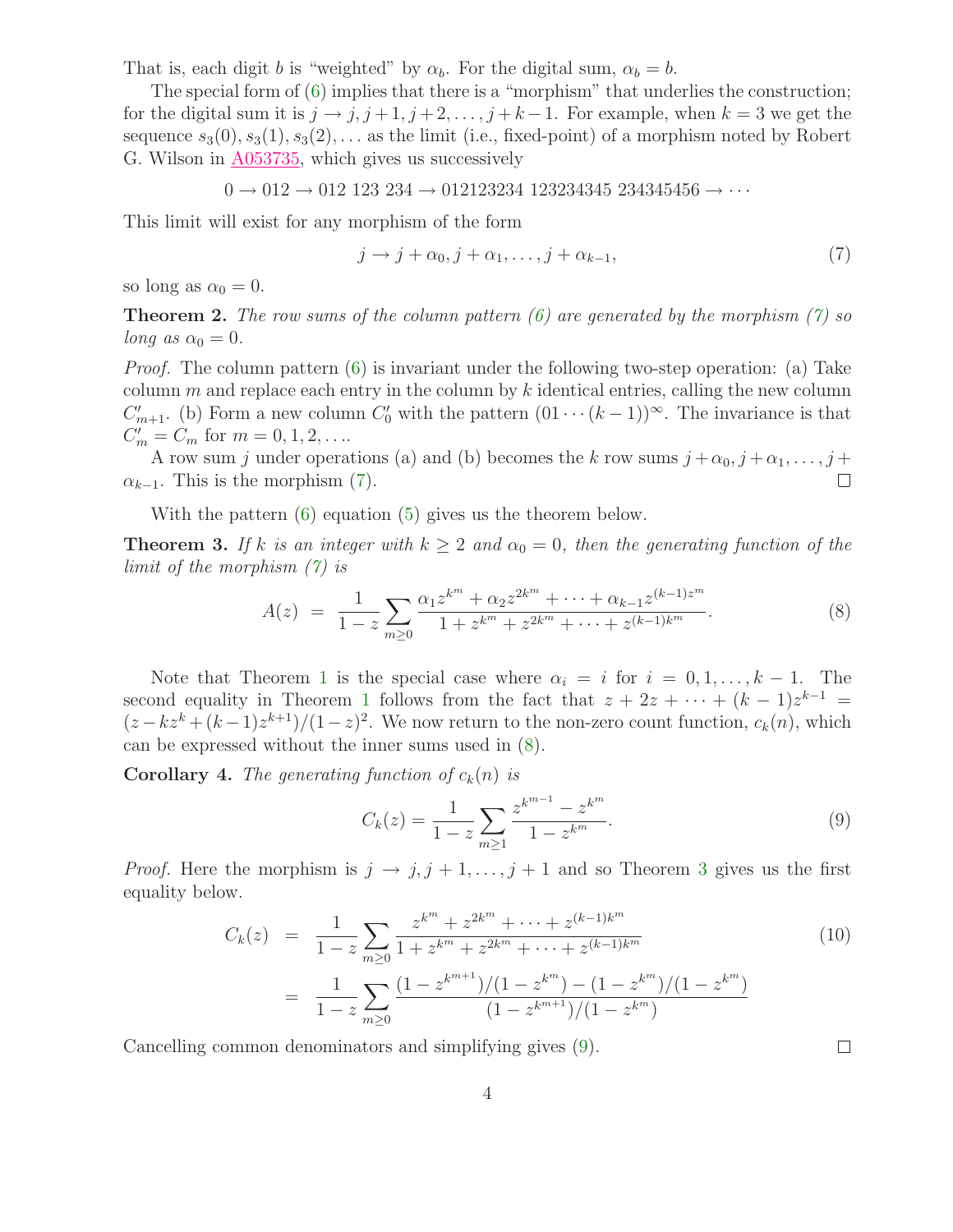That is, each digit $b$ is "weighted" by $\alpha_b$. For the digital sum, $\alpha_b = b$.

The special form of (6) implies that there is a "morphism" that underlies the construction; for the digital sum it is $j \to j, j+1, j+2, \ldots, j+k-1$. For example, when $k = 3$ we get the sequence $s_3(0), s_3(1), s_3(2), \ldots$ as the limit (i.e., fixed-point) of a morphism noted by Robert G. Wilson in A053735, which gives us successively

$$0 \to 012 \to 012\ 123\ 234 \to 012123234\ 123234345\ 234345456 \to \cdots$$

This limit will exist for any morphism of the form

$$j \to j + \alpha_0, j + \alpha_1, \ldots, j + \alpha_{k-1}, \tag{7}$$

so long as $\alpha_0 = 0$.

**Theorem 2.** *The row sums of the column pattern (6) are generated by the morphism (7) so long as $\alpha_0 = 0$.*

*Proof.* The column pattern (6) is invariant under the following two-step operation: (a) Take column $m$ and replace each entry in the column by $k$ identical entries, calling the new column $C'_{m+1}$. (b) Form a new column $C'_0$ with the pattern $(01 \cdots (k-1))^\infty$. The invariance is that $C'_m = C_m$ for $m = 0, 1, 2, \ldots$.

A row sum $j$ under operations (a) and (b) becomes the $k$ row sums $j + \alpha_0, j + \alpha_1, \ldots, j + \alpha_{k-1}$. This is the morphism (7). $\square$

With the pattern (6) equation (5) gives us the theorem below.

**Theorem 3.** *If $k$ is an integer with $k \geq 2$ and $\alpha_0 = 0$, then the generating function of the limit of the morphism (7) is*

$$A(z) \;=\; \frac{1}{1-z} \sum_{m \geq 0} \frac{\alpha_1 z^{k^m} + \alpha_2 z^{2k^m} + \cdots + \alpha_{k-1} z^{(k-1)z^m}}{1 + z^{k^m} + z^{2k^m} + \cdots + z^{(k-1)k^m}}. \tag{8}$$

Note that Theorem 1 is the special case where $\alpha_i = i$ for $i = 0, 1, \ldots, k-1$. The second equality in Theorem 1 follows from the fact that $z + 2z + \cdots + (k-1)z^{k-1} = (z - kz^k + (k-1)z^{k+1})/(1-z)^2$. We now return to the non-zero count function, $c_k(n)$, which can be expressed without the inner sums used in (8).

**Corollary 4.** *The generating function of $c_k(n)$ is*

$$C_k(z) = \frac{1}{1-z} \sum_{m \geq 1} \frac{z^{k^{m-1}} - z^{k^m}}{1 - z^{k^m}}. \tag{9}$$

*Proof.* Here the morphism is $j \to j, j+1, \ldots, j+1$ and so Theorem 3 gives us the first equality below.

$$\begin{aligned} C_k(z) \;&=\; \frac{1}{1-z} \sum_{m \geq 0} \frac{z^{k^m} + z^{2k^m} + \cdots + z^{(k-1)k^m}}{1 + z^{k^m} + z^{2k^m} + \cdots + z^{(k-1)k^m}} \qquad (10) \\ &=\; \frac{1}{1-z} \sum_{m \geq 0} \frac{(1 - z^{k^{m+1}})/(1 - z^{k^m}) - (1 - z^{k^m})/(1 - z^{k^m})}{(1 - z^{k^{m+1}})/(1 - z^{k^m})} \end{aligned}$$

Cancelling common denominators and simplifying gives (9). $\square$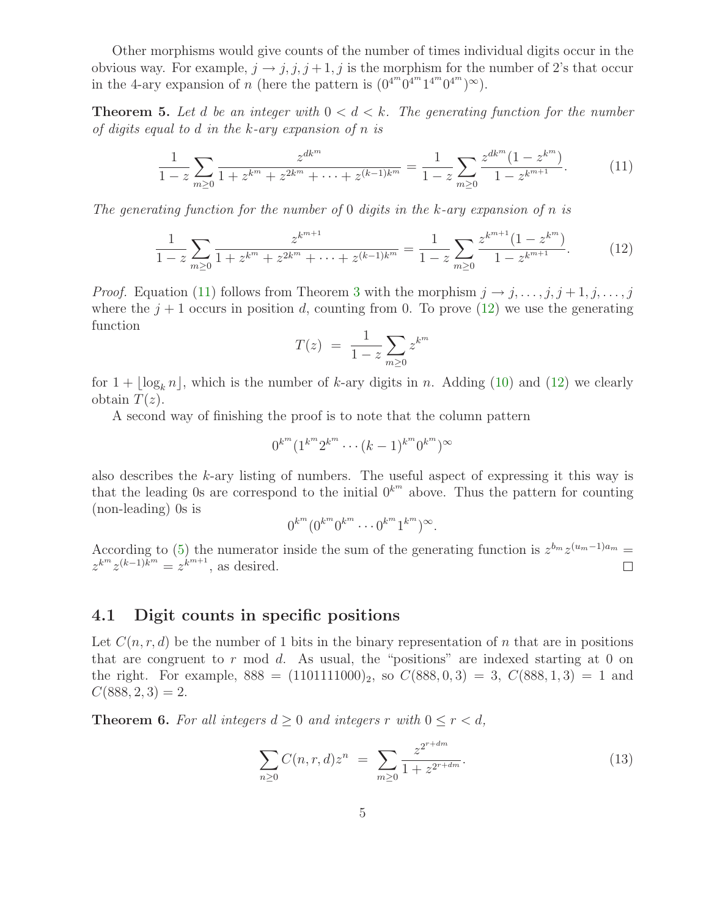Other morphisms would give counts of the number of times individual digits occur in the obvious way. For example, $j \to j, j, j+1, j$ is the morphism for the number of 2's that occur in the 4-ary expansion of $n$ (here the pattern is $(0^{4^m}0^{4^m}1^{4^m}0^{4^m})^\infty$).

**Theorem 5.** *Let $d$ be an integer with $0 < d < k$. The generating function for the number of digits equal to $d$ in the $k$-ary expansion of $n$ is*

$$\frac{1}{1-z}\sum_{m\geq 0}\frac{z^{dk^m}}{1+z^{k^m}+z^{2k^m}+\cdots+z^{(k-1)k^m}} = \frac{1}{1-z}\sum_{m\geq 0}\frac{z^{dk^m}(1-z^{k^m})}{1-z^{k^{m+1}}}. \tag{11}$$

*The generating function for the number of* 0 *digits in the $k$-ary expansion of $n$ is*

$$\frac{1}{1-z}\sum_{m\geq 0}\frac{z^{k^{m+1}}}{1+z^{k^m}+z^{2k^m}+\cdots+z^{(k-1)k^m}} = \frac{1}{1-z}\sum_{m\geq 0}\frac{z^{k^{m+1}}(1-z^{k^m})}{1-z^{k^{m+1}}}. \tag{12}$$

*Proof.* Equation (11) follows from Theorem 3 with the morphism $j \to j, \ldots, j, j+1, j, \ldots, j$ where the $j+1$ occurs in position $d$, counting from 0. To prove (12) we use the generating function

$$T(z) \ = \ \frac{1}{1-z}\sum_{m\geq 0} z^{k^m}$$

for $1 + \lfloor \log_k n \rfloor$, which is the number of $k$-ary digits in $n$. Adding (10) and (12) we clearly obtain $T(z)$.

A second way of finishing the proof is to note that the column pattern

$$0^{k^m}(1^{k^m}2^{k^m}\cdots(k-1)^{k^m}0^{k^m})^\infty$$

also describes the $k$-ary listing of numbers. The useful aspect of expressing it this way is that the leading 0s are correspond to the initial $0^{k^m}$ above. Thus the pattern for counting (non-leading) 0s is

$$0^{k^m}(0^{k^m}0^{k^m}\cdots 0^{k^m}1^{k^m})^\infty.$$

According to (5) the numerator inside the sum of the generating function is $z^{b_m}z^{(u_m-1)a_m} = z^{k^m}z^{(k-1)k^m} = z^{k^{m+1}}$, as desired. □

## 4.1 Digit counts in specific positions

Let $C(n, r, d)$ be the number of 1 bits in the binary representation of $n$ that are in positions that are congruent to $r$ mod $d$. As usual, the "positions" are indexed starting at 0 on the right. For example, $888 = (1101111000)_2$, so $C(888, 0, 3) = 3$, $C(888, 1, 3) = 1$ and $C(888, 2, 3) = 2$.

**Theorem 6.** *For all integers $d \geq 0$ and integers $r$ with $0 \leq r < d$,*

$$\sum_{n\geq 0} C(n, r, d)z^n \ = \ \sum_{m\geq 0}\frac{z^{2^{r+dm}}}{1+z^{2^{r+dm}}}. \tag{13}$$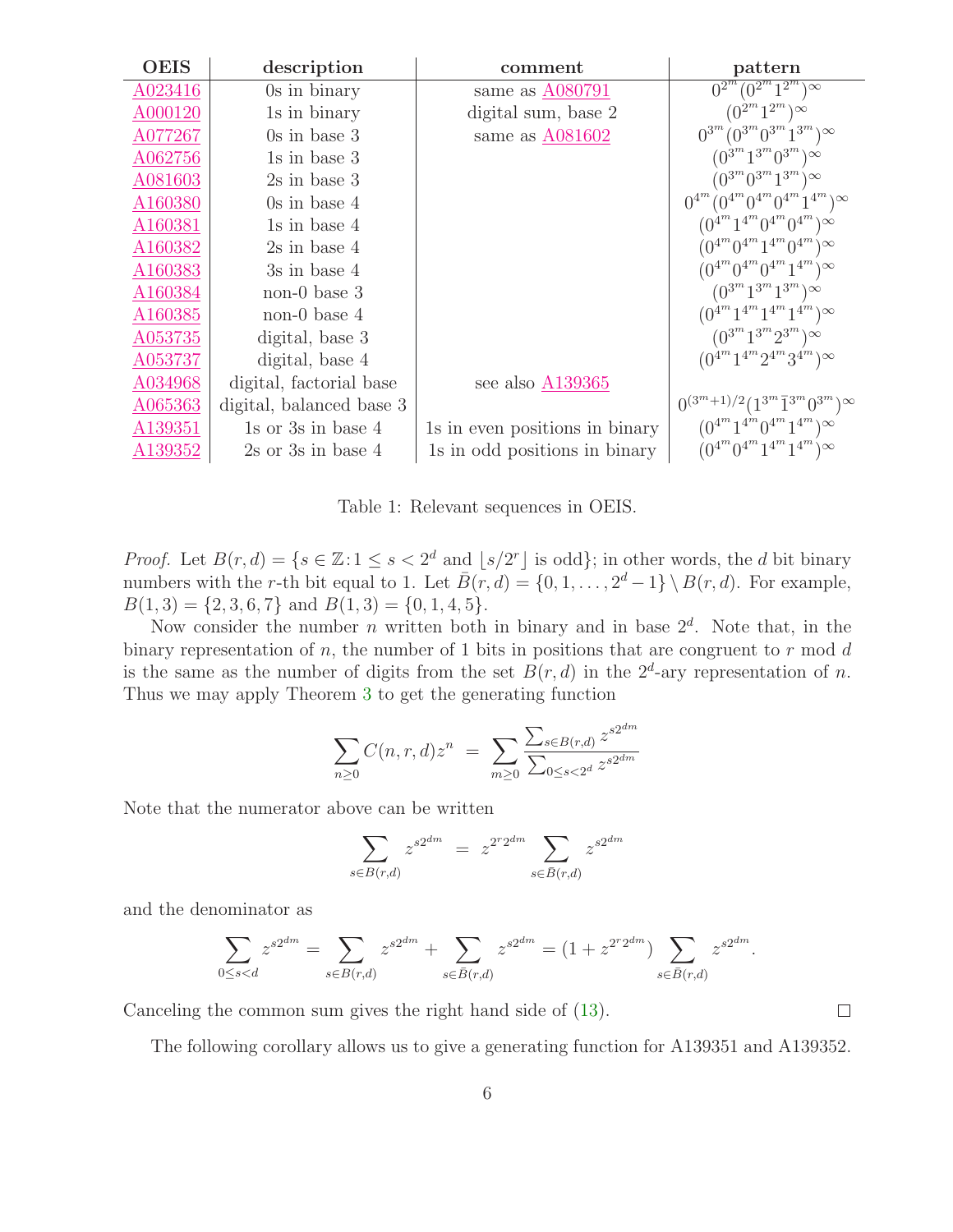| OEIS | description | comment | pattern |
|---|---|---|---|
| A023416 | 0s in binary | same as A080791 | $0^{2^m}(0^{2^m}1^{2^m})^\infty$ |
| A000120 | 1s in binary | digital sum, base 2 | $(0^{2^m}1^{2^m})^\infty$ |
| A077267 | 0s in base 3 | same as A081602 | $0^{3^m}(0^{3^m}0^{3^m}1^{3^m})^\infty$ |
| A062756 | 1s in base 3 | | $(0^{3^m}1^{3^m}0^{3^m})^\infty$ |
| A081603 | 2s in base 3 | | $(0^{3^m}0^{3^m}1^{3^m})^\infty$ |
| A160380 | 0s in base 4 | | $0^{4^m}(0^{4^m}0^{4^m}0^{4^m}1^{4^m})^\infty$ |
| A160381 | 1s in base 4 | | $(0^{4^m}1^{4^m}0^{4^m}0^{4^m})^\infty$ |
| A160382 | 2s in base 4 | | $(0^{4^m}0^{4^m}1^{4^m}0^{4^m})^\infty$ |
| A160383 | 3s in base 4 | | $(0^{4^m}0^{4^m}0^{4^m}1^{4^m})^\infty$ |
| A160384 | non-0 base 3 | | $(0^{3^m}1^{3^m}1^{3^m})^\infty$ |
| A160385 | non-0 base 4 | | $(0^{4^m}1^{4^m}1^{4^m}1^{4^m})^\infty$ |
| A053735 | digital, base 3 | | $(0^{3^m}1^{3^m}2^{3^m})^\infty$ |
| A053737 | digital, base 4 | | $(0^{4^m}1^{4^m}2^{4^m}3^{4^m})^\infty$ |
| A034968 | digital, factorial base | see also A139365 | |
| A065363 | digital, balanced base 3 | | $0^{(3^m+1)/2}(1^{3^m}\bar{1}^{3^m}0^{3^m})^\infty$ |
| A139351 | 1s or 3s in base 4 | 1s in even positions in binary | $(0^{4^m}1^{4^m}0^{4^m}1^{4^m})^\infty$ |
| A139352 | 2s or 3s in base 4 | 1s in odd positions in binary | $(0^{4^m}0^{4^m}1^{4^m}1^{4^m})^\infty$ |

Table 1: Relevant sequences in OEIS.

*Proof.* Let $B(r,d) = \{s \in \mathbb{Z} : 1 \le s < 2^d \text{ and } \lfloor s/2^r \rfloor \text{ is odd}\}$; in other words, the $d$ bit binary numbers with the $r$-th bit equal to 1. Let $\bar{B}(r,d) = \{0,1,\ldots,2^d-1\} \setminus B(r,d)$. For example, $B(1,3) = \{2,3,6,7\}$ and $B(1,3) = \{0,1,4,5\}$.

Now consider the number $n$ written both in binary and in base $2^d$. Note that, in the binary representation of $n$, the number of 1 bits in positions that are congruent to $r$ mod $d$ is the same as the number of digits from the set $B(r,d)$ in the $2^d$-ary representation of $n$. Thus we may apply Theorem 3 to get the generating function

$$\sum_{n\ge 0} C(n,r,d) z^n \;=\; \sum_{m\ge 0} \frac{\sum_{s\in B(r,d)} z^{s2^{dm}}}{\sum_{0\le s<2^d} z^{s2^{dm}}}$$

Note that the numerator above can be written

$$\sum_{s\in B(r,d)} z^{s2^{dm}} \;=\; z^{2^r 2^{dm}} \sum_{s\in \bar{B}(r,d)} z^{s2^{dm}}$$

and the denominator as

$$\sum_{0\le s<d} z^{s2^{dm}} = \sum_{s\in B(r,d)} z^{s2^{dm}} + \sum_{s\in \bar{B}(r,d)} z^{s2^{dm}} = (1 + z^{2^r 2^{dm}}) \sum_{s\in \bar{B}(r,d)} z^{s2^{dm}}.$$

Canceling the common sum gives the right hand side of (13). $\square$

The following corollary allows us to give a generating function for A139351 and A139352.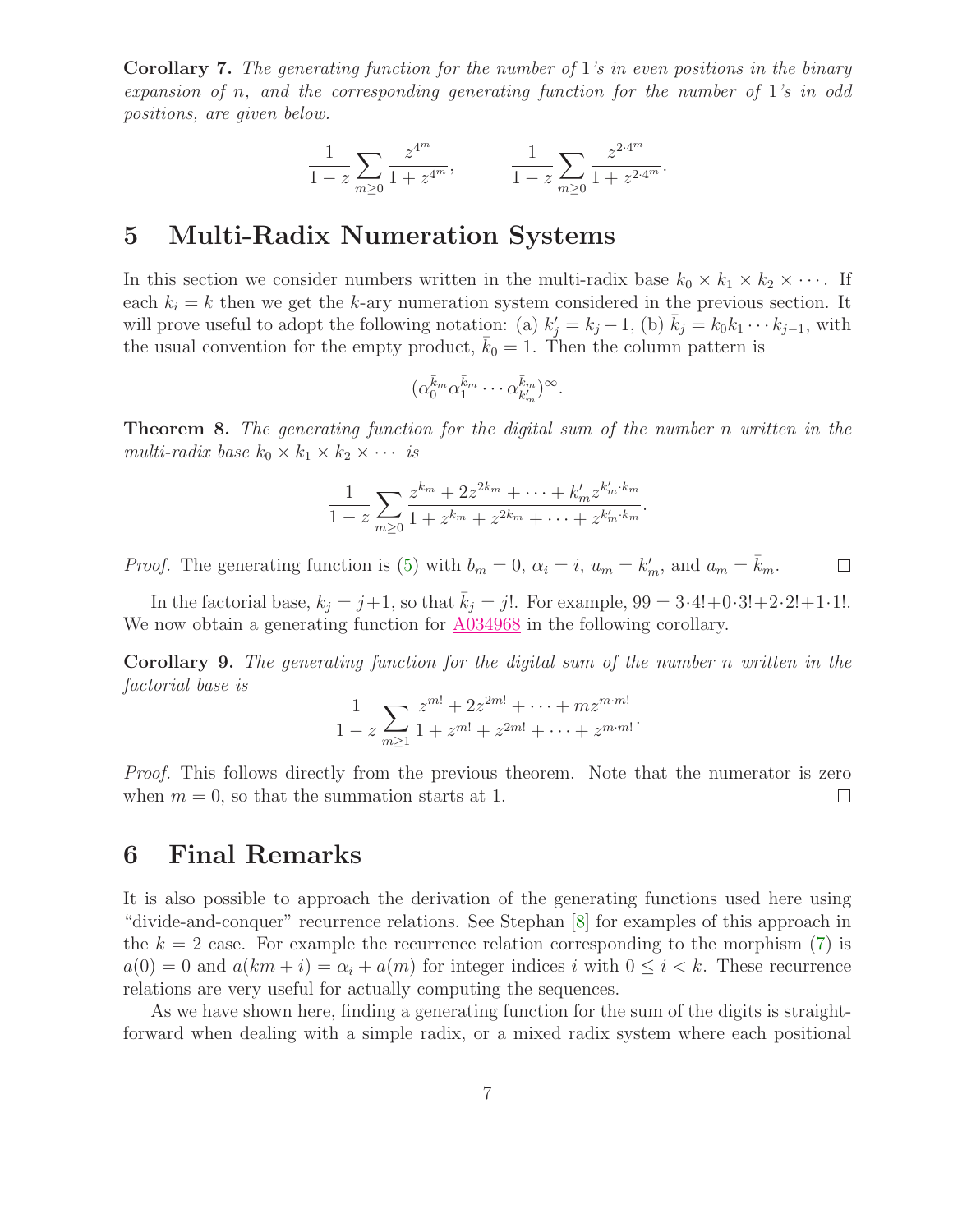**Corollary 7.** *The generating function for the number of* 1*'s in even positions in the binary expansion of* $n$*, and the corresponding generating function for the number of* 1*'s in odd positions, are given below.*

$$\frac{1}{1-z}\sum_{m\geq 0}\frac{z^{4^m}}{1+z^{4^m}}, \qquad \frac{1}{1-z}\sum_{m\geq 0}\frac{z^{2\cdot 4^m}}{1+z^{2\cdot 4^m}}.$$

# 5 Multi-Radix Numeration Systems

In this section we consider numbers written in the multi-radix base $k_0 \times k_1 \times k_2 \times \cdots$. If each $k_i = k$ then we get the $k$-ary numeration system considered in the previous section. It will prove useful to adopt the following notation: (a) $k'_j = k_j - 1$, (b) $\bar{k}_j = k_0 k_1 \cdots k_{j-1}$, with the usual convention for the empty product, $\bar{k}_0 = 1$. Then the column pattern is

$$(\alpha_0^{\bar{k}_m}\alpha_1^{\bar{k}_m}\cdots\alpha_{k'_m}^{\bar{k}_m})^{\infty}.$$

**Theorem 8.** *The generating function for the digital sum of the number* $n$ *written in the multi-radix base* $k_0 \times k_1 \times k_2 \times \cdots$ *is*

$$\frac{1}{1-z}\sum_{m\geq 0}\frac{z^{\bar{k}_m}+2z^{2\bar{k}_m}+\cdots+k'_m z^{k'_m\cdot\bar{k}_m}}{1+z^{\bar{k}_m}+z^{2\bar{k}_m}+\cdots+z^{k'_m\cdot\bar{k}_m}}.$$

*Proof.* The generating function is (5) with $b_m = 0$, $\alpha_i = i$, $u_m = k'_m$, and $a_m = \bar{k}_m$. □

In the factorial base, $k_j = j+1$, so that $\bar{k}_j = j!$. For example, $99 = 3\cdot 4! + 0\cdot 3! + 2\cdot 2! + 1\cdot 1!$. We now obtain a generating function for A034968 in the following corollary.

**Corollary 9.** *The generating function for the digital sum of the number* $n$ *written in the factorial base is*

$$\frac{1}{1-z}\sum_{m\geq 1}\frac{z^{m!}+2z^{2m!}+\cdots+mz^{m\cdot m!}}{1+z^{m!}+z^{2m!}+\cdots+z^{m\cdot m!}}.$$

*Proof.* This follows directly from the previous theorem. Note that the numerator is zero when $m = 0$, so that the summation starts at 1. □

# 6 Final Remarks

It is also possible to approach the derivation of the generating functions used here using "divide-and-conquer" recurrence relations. See Stephan [8] for examples of this approach in the $k = 2$ case. For example the recurrence relation corresponding to the morphism (7) is $a(0) = 0$ and $a(km + i) = \alpha_i + a(m)$ for integer indices $i$ with $0 \leq i < k$. These recurrence relations are very useful for actually computing the sequences.

As we have shown here, finding a generating function for the sum of the digits is straightforward when dealing with a simple radix, or a mixed radix system where each positional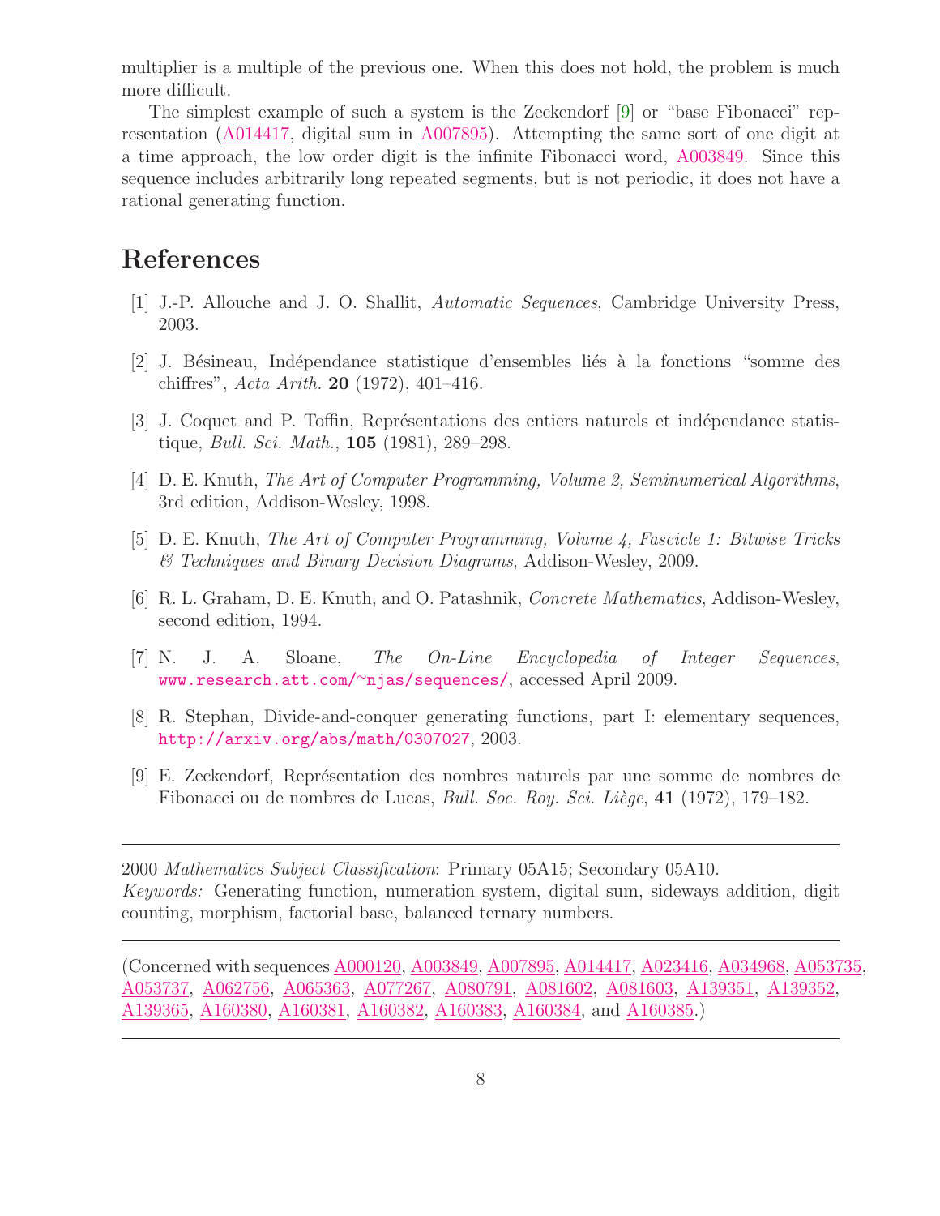multiplier is a multiple of the previous one. When this does not hold, the problem is much more difficult.

The simplest example of such a system is the Zeckendorf [9] or "base Fibonacci" representation (A014417, digital sum in A007895). Attempting the same sort of one digit at a time approach, the low order digit is the infinite Fibonacci word, A003849. Since this sequence includes arbitrarily long repeated segments, but is not periodic, it does not have a rational generating function.

## References

[1] J.-P. Allouche and J. O. Shallit, *Automatic Sequences*, Cambridge University Press, 2003.

[2] J. Bésineau, Indépendance statistique d'ensembles liés à la fonctions "somme des chiffres", *Acta Arith.* **20** (1972), 401–416.

[3] J. Coquet and P. Toffin, Représentations des entiers naturels et indépendance statistique, *Bull. Sci. Math.*, **105** (1981), 289–298.

[4] D. E. Knuth, *The Art of Computer Programming, Volume 2, Seminumerical Algorithms*, 3rd edition, Addison-Wesley, 1998.

[5] D. E. Knuth, *The Art of Computer Programming, Volume 4, Fascicle 1: Bitwise Tricks & Techniques and Binary Decision Diagrams*, Addison-Wesley, 2009.

[6] R. L. Graham, D. E. Knuth, and O. Patashnik, *Concrete Mathematics*, Addison-Wesley, second edition, 1994.

[7] N. J. A. Sloane, *The On-Line Encyclopedia of Integer Sequences*, www.research.att.com/~njas/sequences/, accessed April 2009.

[8] R. Stephan, Divide-and-conquer generating functions, part I: elementary sequences, http://arxiv.org/abs/math/0307027, 2003.

[9] E. Zeckendorf, Représentation des nombres naturels par une somme de nombres de Fibonacci ou de nombres de Lucas, *Bull. Soc. Roy. Sci. Liège*, **41** (1972), 179–182.

---

2000 *Mathematics Subject Classification*: Primary 05A15; Secondary 05A10.
*Keywords:* Generating function, numeration system, digital sum, sideways addition, digit counting, morphism, factorial base, balanced ternary numbers.

---

(Concerned with sequences A000120, A003849, A007895, A014417, A023416, A034968, A053735, A053737, A062756, A065363, A077267, A080791, A081602, A081603, A139351, A139352, A139365, A160380, A160381, A160382, A160383, A160384, and A160385.)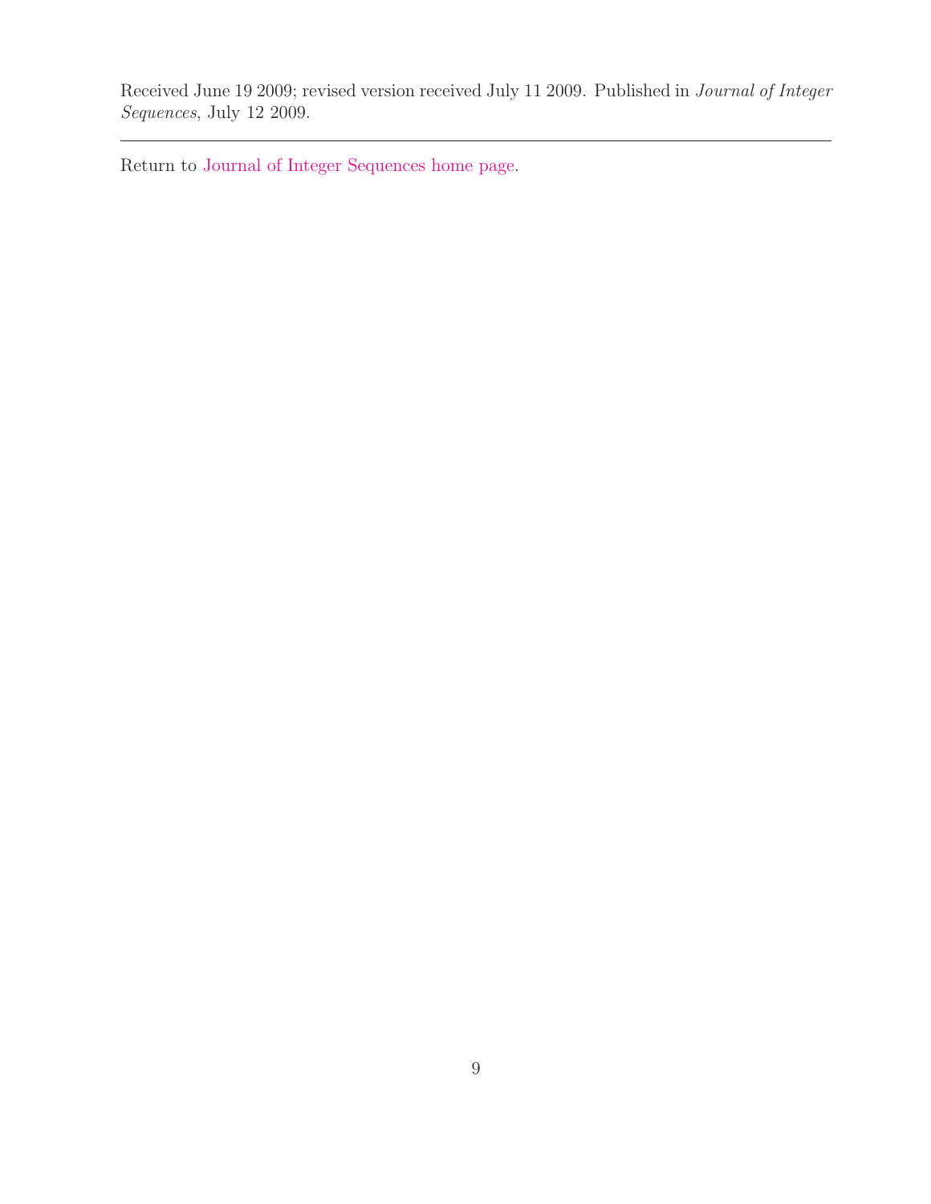Received June 19 2009; revised version received July 11 2009. Published in *Journal of Integer Sequences*, July 12 2009.

---

Return to Journal of Integer Sequences home page.